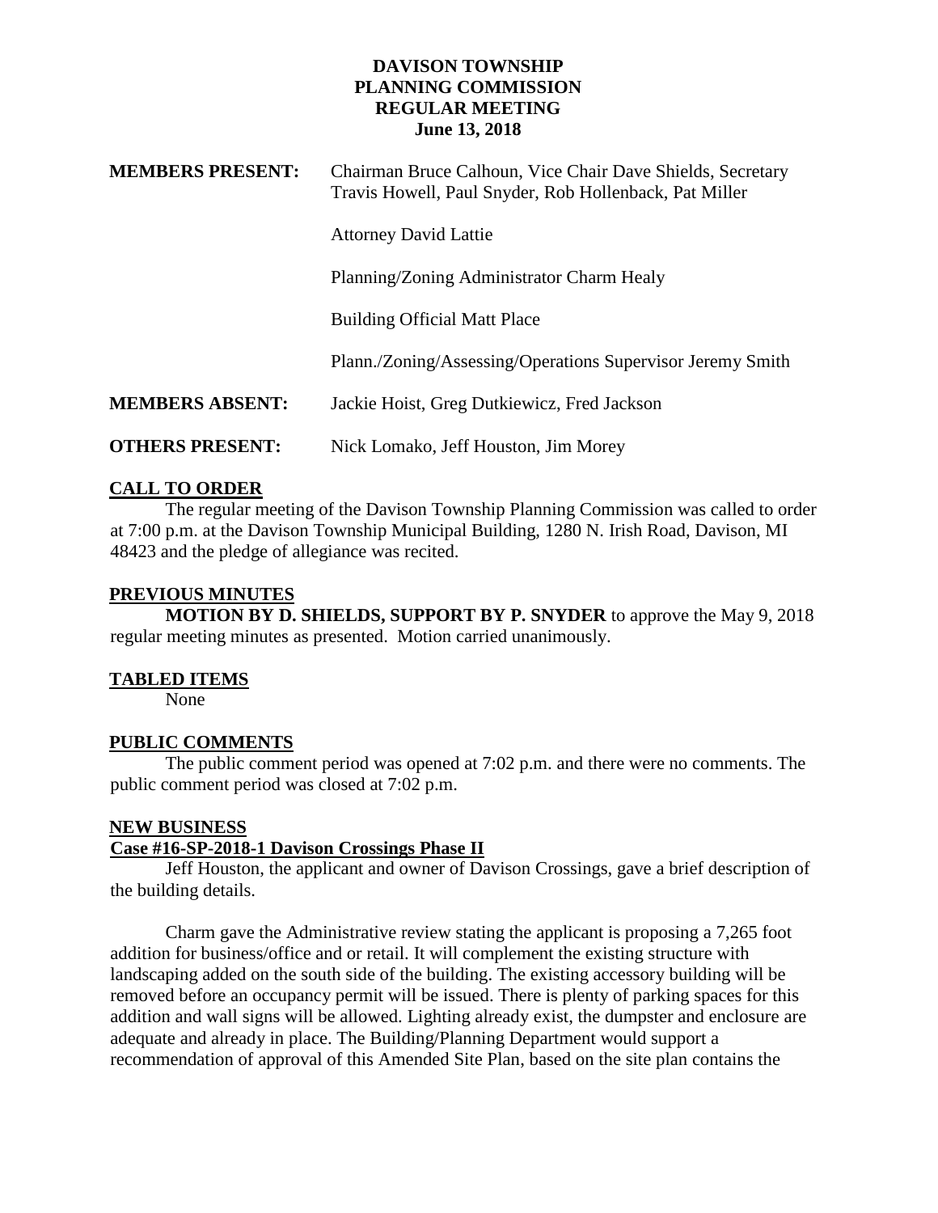**DAVISON TOWNSHIP**
**PLANNING COMMISSION**
**REGULAR MEETING**
**June 13, 2018**

| | |
|---|---|
| **MEMBERS PRESENT:** | Chairman Bruce Calhoun, Vice Chair Dave Shields, Secretary Travis Howell, Paul Snyder, Rob Hollenback, Pat Miller |
| | Attorney David Lattie |
| | Planning/Zoning Administrator Charm Healy |
| | Building Official Matt Place |
| | Plann./Zoning/Assessing/Operations Supervisor Jeremy Smith |
| **MEMBERS ABSENT:** | Jackie Hoist, Greg Dutkiewicz, Fred Jackson |
| **OTHERS PRESENT:** | Nick Lomako, Jeff Houston, Jim Morey |

## CALL TO ORDER

The regular meeting of the Davison Township Planning Commission was called to order at 7:00 p.m. at the Davison Township Municipal Building, 1280 N. Irish Road, Davison, MI 48423 and the pledge of allegiance was recited.

## PREVIOUS MINUTES

**MOTION BY D. SHIELDS, SUPPORT BY P. SNYDER** to approve the May 9, 2018 regular meeting minutes as presented. Motion carried unanimously.

## TABLED ITEMS

None

## PUBLIC COMMENTS

The public comment period was opened at 7:02 p.m. and there were no comments. The public comment period was closed at 7:02 p.m.

## NEW BUSINESS

### Case #16-SP-2018-1 Davison Crossings Phase II

Jeff Houston, the applicant and owner of Davison Crossings, gave a brief description of the building details.

Charm gave the Administrative review stating the applicant is proposing a 7,265 foot addition for business/office and or retail. It will complement the existing structure with landscaping added on the south side of the building. The existing accessory building will be removed before an occupancy permit will be issued. There is plenty of parking spaces for this addition and wall signs will be allowed. Lighting already exist, the dumpster and enclosure are adequate and already in place. The Building/Planning Department would support a recommendation of approval of this Amended Site Plan, based on the site plan contains the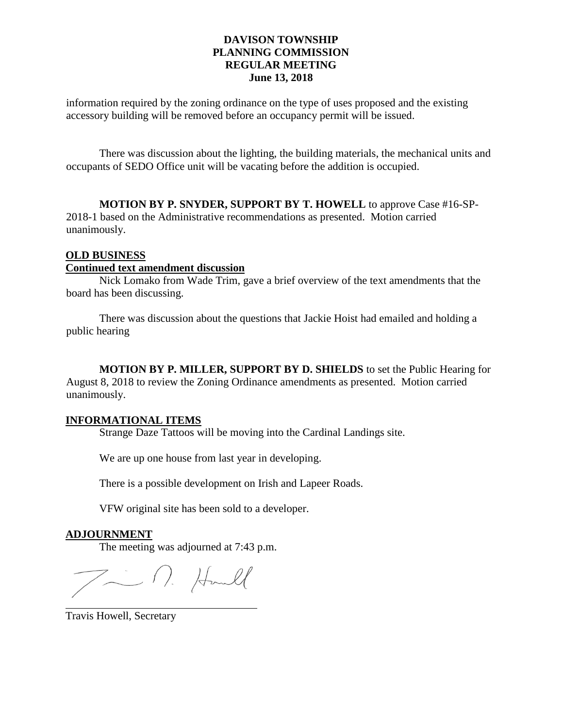information required by the zoning ordinance on the type of uses proposed and the existing accessory building will be removed before an occupancy permit will be issued.

There was discussion about the lighting, the building materials, the mechanical units and occupants of SEDO Office unit will be vacating before the addition is occupied.

**MOTION BY P. SNYDER, SUPPORT BY T. HOWELL** to approve Case #16-SP-2018-1 based on the Administrative recommendations as presented. Motion carried unanimously.

## OLD BUSINESS

### Continued text amendment discussion

Nick Lomako from Wade Trim, gave a brief overview of the text amendments that the board has been discussing.

There was discussion about the questions that Jackie Hoist had emailed and holding a public hearing

**MOTION BY P. MILLER, SUPPORT BY D. SHIELDS** to set the Public Hearing for August 8, 2018 to review the Zoning Ordinance amendments as presented. Motion carried unanimously.

## INFORMATIONAL ITEMS

Strange Daze Tattoos will be moving into the Cardinal Landings site.

We are up one house from last year in developing.

There is a possible development on Irish and Lapeer Roads.

VFW original site has been sold to a developer.

## ADJOURNMENT

The meeting was adjourned at 7:43 p.m.

\_\_\_\_\_\_\_\_\_\_\_\_\_\_\_\_\_\_\_\_\_\_\_\_\_\_\_\_\_\_\_\_\_\_\_\_

Travis Howell, Secretary